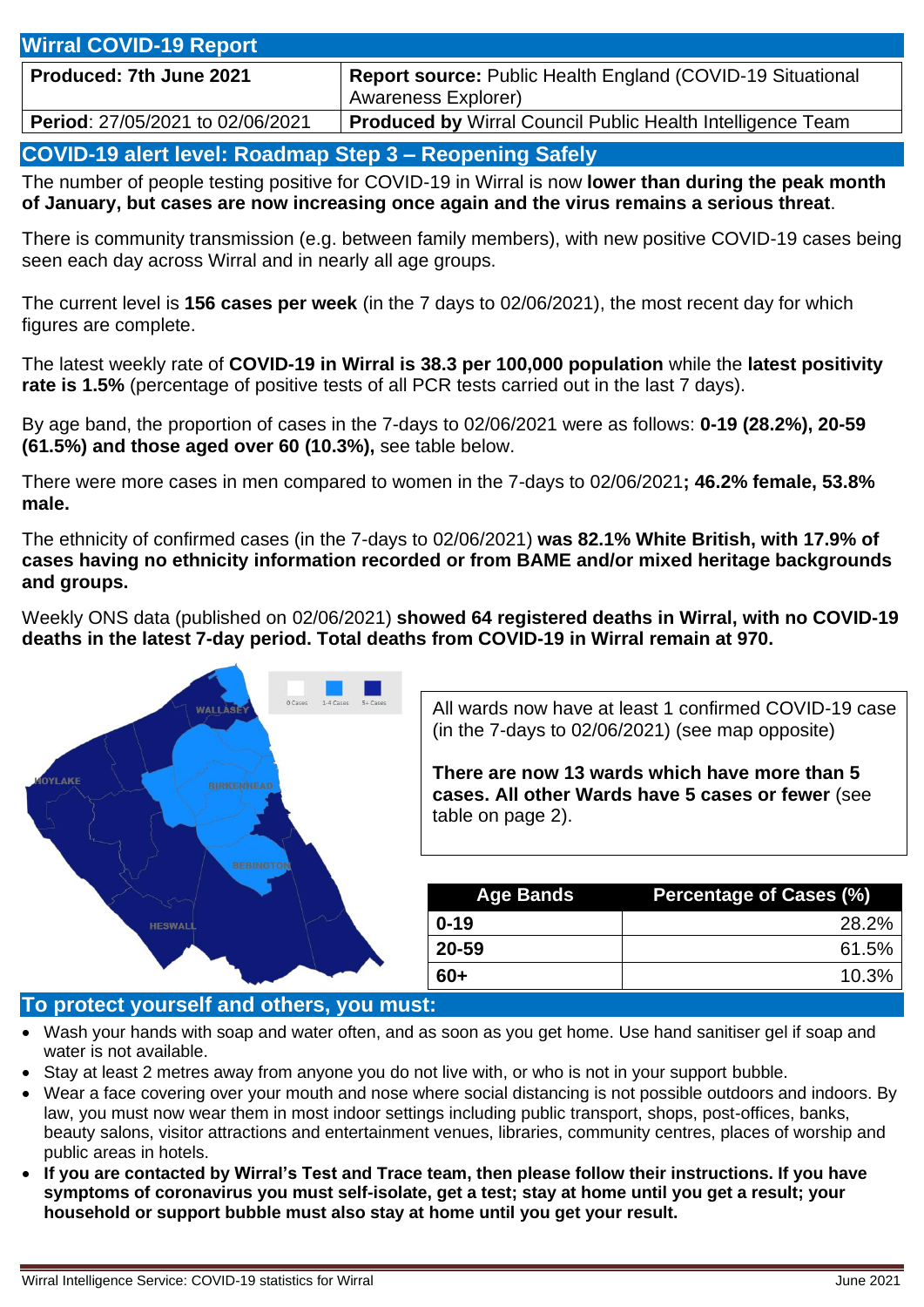## Wirral COVID-19 Report

| | |
|---|---|
| **Produced: 7th June 2021** | **Report source:** Public Health England (COVID-19 Situational Awareness Explorer) |
| **Period**: 27/05/2021 to 02/06/2021 | **Produced by** Wirral Council Public Health Intelligence Team |

## COVID-19 alert level: Roadmap Step 3 – Reopening Safely

The number of people testing positive for COVID-19 in Wirral is now **lower than during the peak month of January, but cases are now increasing once again and the virus remains a serious threat**.

There is community transmission (e.g. between family members), with new positive COVID-19 cases being seen each day across Wirral and in nearly all age groups.

The current level is **156 cases per week** (in the 7 days to 02/06/2021), the most recent day for which figures are complete.

The latest weekly rate of **COVID-19 in Wirral is 38.3 per 100,000 population** while the **latest positivity rate is 1.5%** (percentage of positive tests of all PCR tests carried out in the last 7 days).

By age band, the proportion of cases in the 7-days to 02/06/2021 were as follows: **0-19 (28.2%), 20-59 (61.5%) and those aged over 60 (10.3%),** see table below.

There were more cases in men compared to women in the 7-days to 02/06/2021**; 46.2% female, 53.8% male.**

The ethnicity of confirmed cases (in the 7-days to 02/06/2021) **was 82.1% White British, with 17.9% of cases having no ethnicity information recorded or from BAME and/or mixed heritage backgrounds and groups.**

Weekly ONS data (published on 02/06/2021) **showed 64 registered deaths in Wirral, with no COVID-19 deaths in the latest 7-day period. Total deaths from COVID-19 in Wirral remain at 970.**

0 Cases
1-4 Cases
5+ Cases
WALLASEY
HOYLAKE
BIRKENHEAD
BEBINGTON
HESWALL

All wards now have at least 1 confirmed COVID-19 case (in the 7-days to 02/06/2021) (see map opposite)

**There are now 13 wards which have more than 5 cases. All other Wards have 5 cases or fewer** (see table on page 2).

| Age Bands | Percentage of Cases (%) |
|---|---|
| **0-19** | 28.2% |
| **20-59** | 61.5% |
| **60+** | 10.3% |

## To protect yourself and others, you must:

- Wash your hands with soap and water often, and as soon as you get home. Use hand sanitiser gel if soap and water is not available.
- Stay at least 2 metres away from anyone you do not live with, or who is not in your support bubble.
- Wear a face covering over your mouth and nose where social distancing is not possible outdoors and indoors. By law, you must now wear them in most indoor settings including public transport, shops, post-offices, banks, beauty salons, visitor attractions and entertainment venues, libraries, community centres, places of worship and public areas in hotels.
- **If you are contacted by Wirral's Test and Trace team, then please follow their instructions. If you have symptoms of coronavirus you must self-isolate, get a test; stay at home until you get a result; your household or support bubble must also stay at home until you get your result.**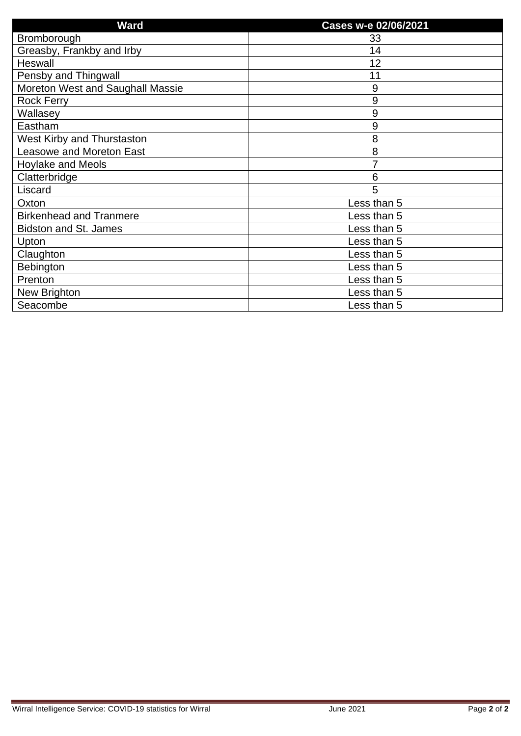| Ward | Cases w-e 02/06/2021 |
| --- | --- |
| Bromborough | 33 |
| Greasby, Frankby and Irby | 14 |
| Heswall | 12 |
| Pensby and Thingwall | 11 |
| Moreton West and Saughall Massie | 9 |
| Rock Ferry | 9 |
| Wallasey | 9 |
| Eastham | 9 |
| West Kirby and Thurstaston | 8 |
| Leasowe and Moreton East | 8 |
| Hoylake and Meols | 7 |
| Clatterbridge | 6 |
| Liscard | 5 |
| Oxton | Less than 5 |
| Birkenhead and Tranmere | Less than 5 |
| Bidston and St. James | Less than 5 |
| Upton | Less than 5 |
| Claughton | Less than 5 |
| Bebington | Less than 5 |
| Prenton | Less than 5 |
| New Brighton | Less than 5 |
| Seacombe | Less than 5 |